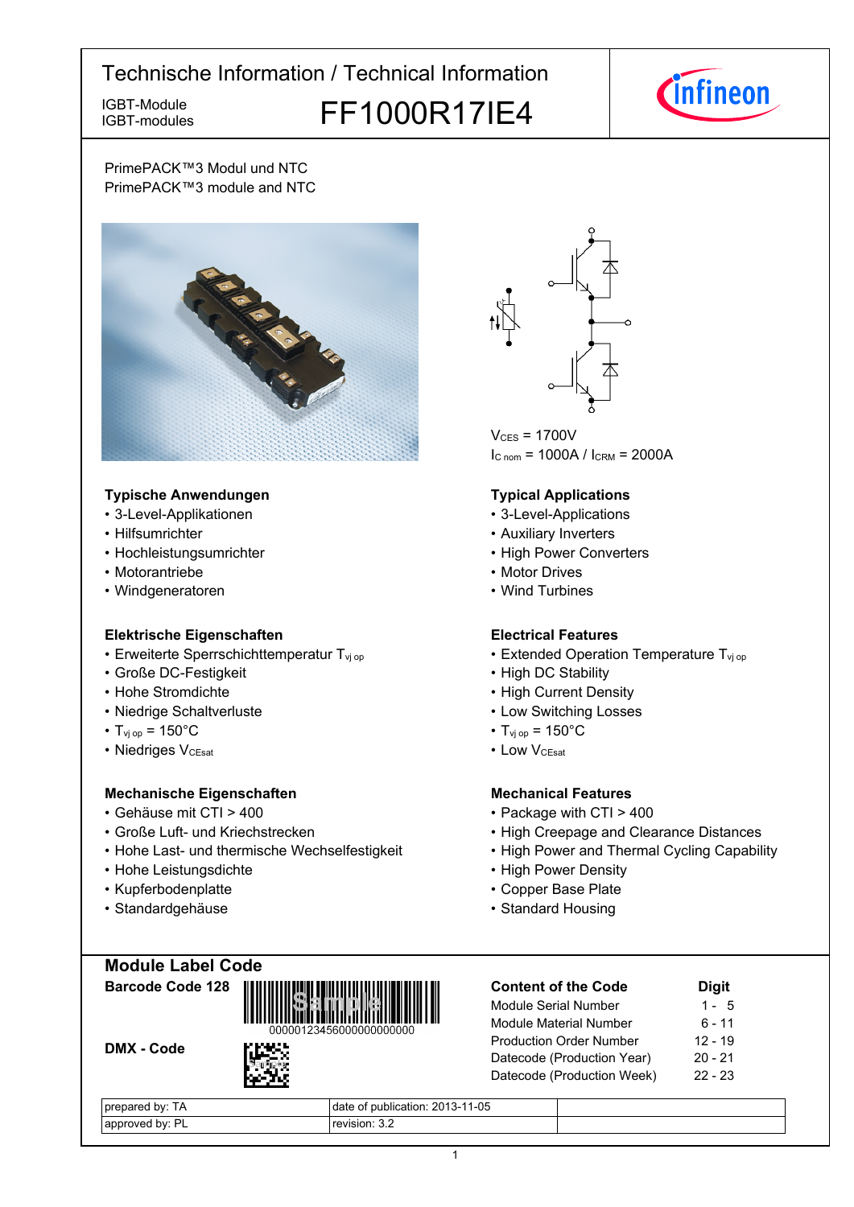# Technische Information / Technical Information

IGBT-Module
IGBT-modules

## FF1000R17IE4

PrimePACK™3 Modul und NTC
PrimePACK™3 module and NTC

$V_{CES}$ = 1700V
$I_{C\ nom}$ = 1000A / $I_{CRM}$ = 2000A

### Typische Anwendungen

- 3-Level-Applikationen
- Hilfsumrichter
- Hochleistungsumrichter
- Motorantriebe
- Windgeneratoren

### Typical Applications

- 3-Level-Applications
- Auxiliary Inverters
- High Power Converters
- Motor Drives
- Wind Turbines

### Elektrische Eigenschaften

- Erweiterte Sperrschichttemperatur $T_{vj\ op}$
- Große DC-Festigkeit
- Hohe Stromdichte
- Niedrige Schaltverluste
- $T_{vj\ op}$ = 150°C
- Niedriges $V_{CEsat}$

### Electrical Features

- Extended Operation Temperature $T_{vj\ op}$
- High DC Stability
- High Current Density
- Low Switching Losses
- $T_{vj\ op}$ = 150°C
- Low $V_{CEsat}$

### Mechanische Eigenschaften

- Gehäuse mit CTI > 400
- Große Luft- und Kriechstrecken
- Hohe Last- und thermische Wechselfestigkeit
- Hohe Leistungsdichte
- Kupferbodenplatte
- Standardgehäuse

### Mechanical Features

- Package with CTI > 400
- High Creepage and Clearance Distances
- High Power and Thermal Cycling Capability
- High Power Density
- Copper Base Plate
- Standard Housing

### Module Label Code

**Barcode Code 128**

00000123456000000000000

**DMX - Code**

| Content of the Code | Digit |
|---|---|
| Module Serial Number | 1 - 5 |
| Module Material Number | 6 - 11 |
| Production Order Number | 12 - 19 |
| Datecode (Production Year) | 20 - 21 |
| Datecode (Production Week) | 22 - 23 |

| | | |
|---|---|---|
| prepared by: TA | date of publication: 2013-11-05 | |
| approved by: PL | revision: 3.2 | |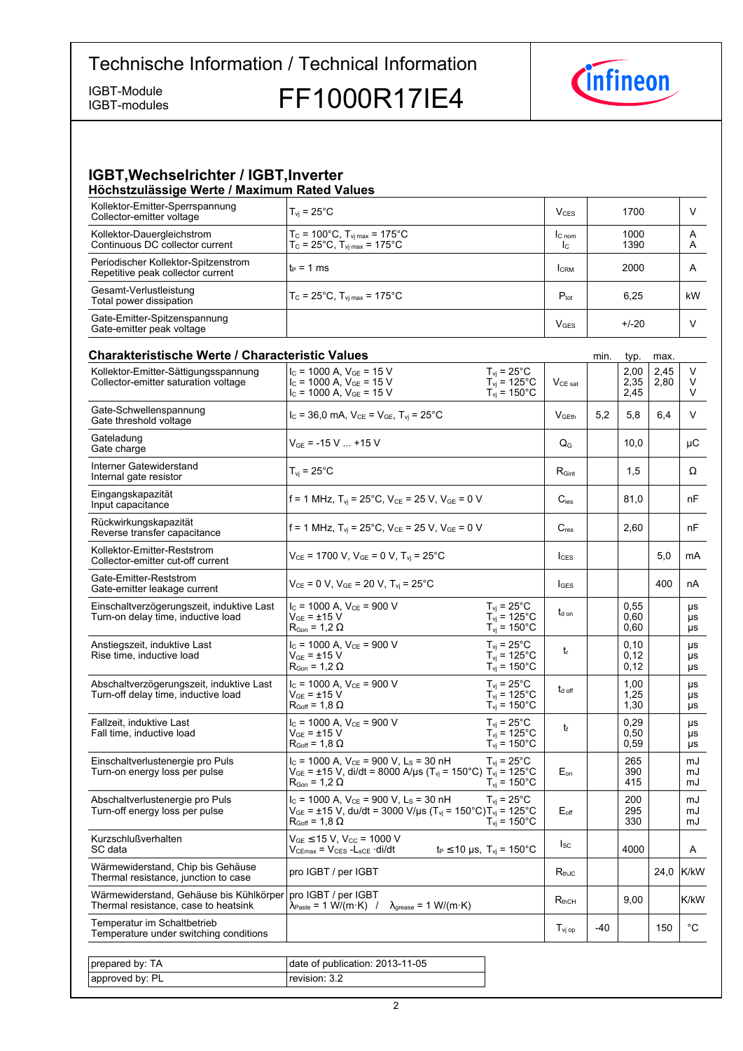# Technische Information / Technical Information

IGBT-Module
IGBT-modules

# FF1000R17IE4

## IGBT,Wechselrichter / IGBT,Inverter

### Höchstzulässige Werte / Maximum Rated Values

| Parameter | Conditions | Symbol | Value | Unit |
|---|---|---|---|---|
| Kollektor-Emitter-Sperrspannung<br>Collector-emitter voltage | $T_{vj} = 25°C$ | $V_{CES}$ | 1700 | V |
| Kollektor-Dauergleichstrom<br>Continuous DC collector current | $T_C = 100°C$, $T_{vj\,max} = 175°C$<br>$T_C = 25°C$, $T_{vj\,max} = 175°C$ | $I_{C\,nom}$<br>$I_C$ | 1000<br>1390 | A<br>A |
| Periodischer Kollektor-Spitzenstrom<br>Repetitive peak collector current | $t_P = 1$ ms | $I_{CRM}$ | 2000 | A |
| Gesamt-Verlustleistung<br>Total power dissipation | $T_C = 25°C$, $T_{vj\,max} = 175°C$ | $P_{tot}$ | 6,25 | kW |
| Gate-Emitter-Spitzenspannung<br>Gate-emitter peak voltage | | $V_{GES}$ | +/-20 | V |

### Charakteristische Werte / Characteristic Values

| Parameter | Conditions | | Symbol | min. | typ. | max. | Unit |
|---|---|---|---|---|---|---|---|
| Kollektor-Emitter-Sättigungsspannung<br>Collector-emitter saturation voltage | $I_C = 1000$ A, $V_{GE} = 15$ V<br>$I_C = 1000$ A, $V_{GE} = 15$ V<br>$I_C = 1000$ A, $V_{GE} = 15$ V | $T_{vj} = 25°C$<br>$T_{vj} = 125°C$<br>$T_{vj} = 150°C$ | $V_{CE\,sat}$ | | 2,00<br>2,35<br>2,45 | 2,45<br>2,80 | V<br>V<br>V |
| Gate-Schwellenspannung<br>Gate threshold voltage | $I_C = 36{,}0$ mA, $V_{CE} = V_{GE}$, $T_{vj} = 25°C$ | | $V_{GEth}$ | 5,2 | 5,8 | 6,4 | V |
| Gateladung<br>Gate charge | $V_{GE} = -15$ V ... +15 V | | $Q_G$ | | 10,0 | | µC |
| Interner Gatewiderstand<br>Internal gate resistor | $T_{vj} = 25°C$ | | $R_{Gint}$ | | 1,5 | | Ω |
| Eingangskapazität<br>Input capacitance | f = 1 MHz, $T_{vj} = 25°C$, $V_{CE} = 25$ V, $V_{GE} = 0$ V | | $C_{ies}$ | | 81,0 | | nF |
| Rückwirkungskapazität<br>Reverse transfer capacitance | f = 1 MHz, $T_{vj} = 25°C$, $V_{CE} = 25$ V, $V_{GE} = 0$ V | | $C_{res}$ | | 2,60 | | nF |
| Kollektor-Emitter-Reststrom<br>Collector-emitter cut-off current | $V_{CE} = 1700$ V, $V_{GE} = 0$ V, $T_{vj} = 25°C$ | | $I_{CES}$ | | | 5,0 | mA |
| Gate-Emitter-Reststrom<br>Gate-emitter leakage current | $V_{CE} = 0$ V, $V_{GE} = 20$ V, $T_{vj} = 25°C$ | | $I_{GES}$ | | | 400 | nA |
| Einschaltverzögerungszeit, induktive Last<br>Turn-on delay time, inductive load | $I_C = 1000$ A, $V_{CE} = 900$ V<br>$V_{GE} = ±15$ V<br>$R_{Gon} = 1{,}2$ Ω | $T_{vj} = 25°C$<br>$T_{vj} = 125°C$<br>$T_{vj} = 150°C$ | $t_{d\,on}$ | | 0,55<br>0,60<br>0,60 | | µs<br>µs<br>µs |
| Anstiegszeit, induktive Last<br>Rise time, inductive load | $I_C = 1000$ A, $V_{CE} = 900$ V<br>$V_{GE} = ±15$ V<br>$R_{Gon} = 1{,}2$ Ω | $T_{vj} = 25°C$<br>$T_{vj} = 125°C$<br>$T_{vj} = 150°C$ | $t_r$ | | 0,10<br>0,12<br>0,12 | | µs<br>µs<br>µs |
| Abschaltverzögerungszeit, induktive Last<br>Turn-off delay time, inductive load | $I_C = 1000$ A, $V_{CE} = 900$ V<br>$V_{GE} = ±15$ V<br>$R_{Goff} = 1{,}8$ Ω | $T_{vj} = 25°C$<br>$T_{vj} = 125°C$<br>$T_{vj} = 150°C$ | $t_{d\,off}$ | | 1,00<br>1,25<br>1,30 | | µs<br>µs<br>µs |
| Fallzeit, induktive Last<br>Fall time, inductive load | $I_C = 1000$ A, $V_{CE} = 900$ V<br>$V_{GE} = ±15$ V<br>$R_{Goff} = 1{,}8$ Ω | $T_{vj} = 25°C$<br>$T_{vj} = 125°C$<br>$T_{vj} = 150°C$ | $t_f$ | | 0,29<br>0,50<br>0,59 | | µs<br>µs<br>µs |
| Einschaltverlustenergie pro Puls<br>Turn-on energy loss per pulse | $I_C = 1000$ A, $V_{CE} = 900$ V, $L_S = 30$ nH<br>$V_{GE} = ±15$ V, di/dt = 8000 A/µs ($T_{vj} = 150°C$)<br>$R_{Gon} = 1{,}2$ Ω | $T_{vj} = 25°C$<br>$T_{vj} = 125°C$<br>$T_{vj} = 150°C$ | $E_{on}$ | | 265<br>390<br>415 | | mJ<br>mJ<br>mJ |
| Abschaltverlustenergie pro Puls<br>Turn-off energy loss per pulse | $I_C = 1000$ A, $V_{CE} = 900$ V, $L_S = 30$ nH<br>$V_{GE} = ±15$ V, du/dt = 3000 V/µs ($T_{vj} = 150°C$)<br>$R_{Goff} = 1{,}8$ Ω | $T_{vj} = 25°C$<br>$T_{vj} = 125°C$<br>$T_{vj} = 150°C$ | $E_{off}$ | | 200<br>295<br>330 | | mJ<br>mJ<br>mJ |
| Kurzschlußverhalten<br>SC data | $V_{GE} \leq 15$ V, $V_{CC} = 1000$ V<br>$V_{CEmax} = V_{CES} - L_{sCE} \cdot di/dt$ | $t_P \leq 10$ µs, $T_{vj} = 150°C$ | $I_{SC}$ | | 4000 | | A |
| Wärmewiderstand, Chip bis Gehäuse<br>Thermal resistance, junction to case | pro IGBT / per IGBT | | $R_{thJC}$ | | | 24,0 | K/kW |
| Wärmewiderstand, Gehäuse bis Kühlkörper<br>Thermal resistance, case to heatsink | pro IGBT / per IGBT<br>$\lambda_{Paste} = 1$ W/(m·K) / $\lambda_{grease} = 1$ W/(m·K) | | $R_{thCH}$ | | 9,00 | | K/kW |
| Temperatur im Schaltbetrieb<br>Temperature under switching conditions | | | $T_{vj\,op}$ | -40 | | 150 | °C |

| | |
|---|---|
| prepared by: TA | date of publication: 2013-11-05 |
| approved by: PL | revision: 3.2 |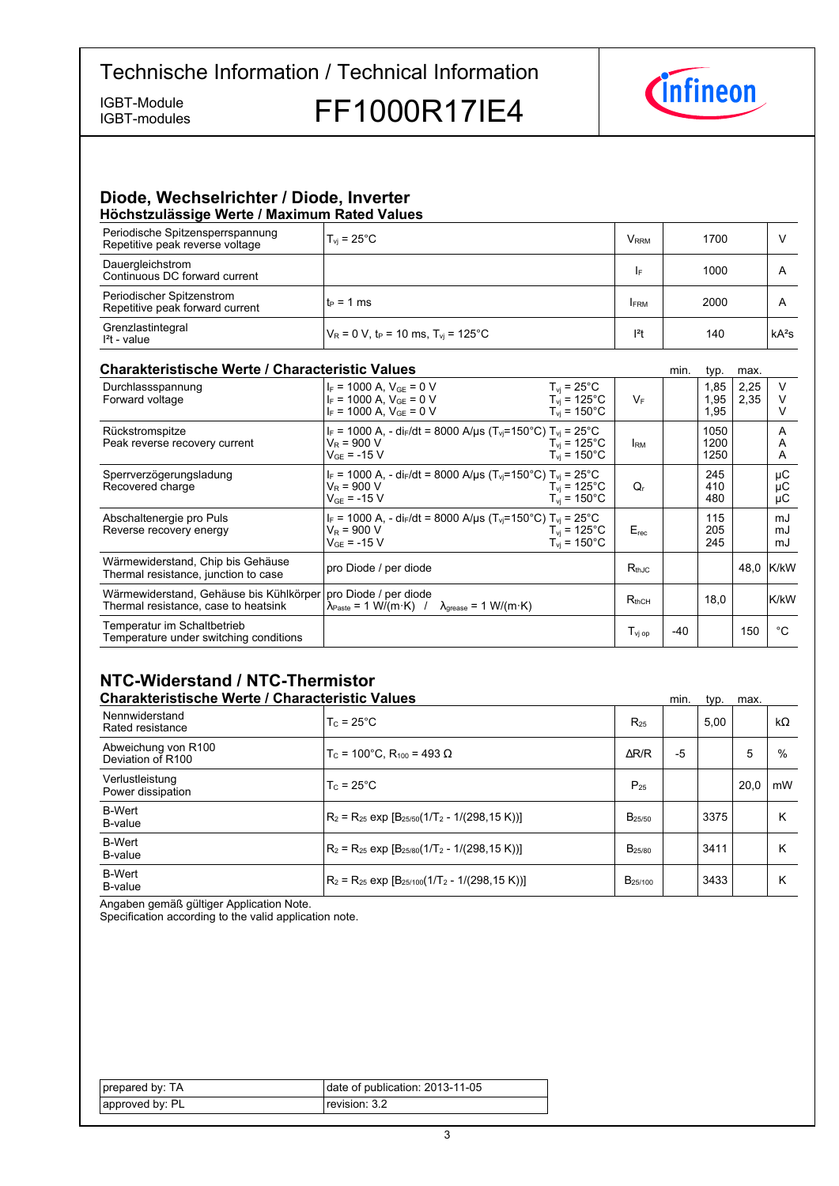# Technische Information / Technical Information

IGBT-Module
IGBT-modules

# FF1000R17IE4

## Diode, Wechselrichter / Diode, Inverter

### Höchstzulässige Werte / Maximum Rated Values

| | | | | |
|---|---|---|---|---|
| Periodische Spitzensperrspannung<br>Repetitive peak reverse voltage | $T_{vj}$ = 25°C | $V_{RRM}$ | 1700 | V |
| Dauergleichstrom<br>Continuous DC forward current | | $I_F$ | 1000 | A |
| Periodischer Spitzenstrom<br>Repetitive peak forward current | $t_P$ = 1 ms | $I_{FRM}$ | 2000 | A |
| Grenzlastintegral<br>$I^2t$ - value | $V_R$ = 0 V, $t_P$ = 10 ms, $T_{vj}$ = 125°C | $I^2t$ | 140 | kA²s |

### Charakteristische Werte / Characteristic Values

| | | | | min. | typ. | max. | |
|---|---|---|---|---|---|---|---|
| Durchlassspannung<br>Forward voltage | $I_F$ = 1000 A, $V_{GE}$ = 0 V<br>$I_F$ = 1000 A, $V_{GE}$ = 0 V<br>$I_F$ = 1000 A, $V_{GE}$ = 0 V | $T_{vj}$ = 25°C<br>$T_{vj}$ = 125°C<br>$T_{vj}$ = 150°C | $V_F$ | | 1,85<br>1,95<br>1,95 | 2,25<br>2,35 | V<br>V<br>V |
| Rückstromspitze<br>Peak reverse recovery current | $I_F$ = 1000 A, - $di_F/dt$ = 8000 A/µs ($T_{vj}$=150°C)<br>$V_R$ = 900 V<br>$V_{GE}$ = -15 V | $T_{vj}$ = 25°C<br>$T_{vj}$ = 125°C<br>$T_{vj}$ = 150°C | $I_{RM}$ | | 1050<br>1200<br>1250 | | A<br>A<br>A |
| Sperrverzögerungsladung<br>Recovered charge | $I_F$ = 1000 A, - $di_F/dt$ = 8000 A/µs ($T_{vj}$=150°C)<br>$V_R$ = 900 V<br>$V_{GE}$ = -15 V | $T_{vj}$ = 25°C<br>$T_{vj}$ = 125°C<br>$T_{vj}$ = 150°C | $Q_r$ | | 245<br>410<br>480 | | µC<br>µC<br>µC |
| Abschaltenergie pro Puls<br>Reverse recovery energy | $I_F$ = 1000 A, - $di_F/dt$ = 8000 A/µs ($T_{vj}$=150°C)<br>$V_R$ = 900 V<br>$V_{GE}$ = -15 V | $T_{vj}$ = 25°C<br>$T_{vj}$ = 125°C<br>$T_{vj}$ = 150°C | $E_{rec}$ | | 115<br>205<br>245 | | mJ<br>mJ<br>mJ |
| Wärmewiderstand, Chip bis Gehäuse<br>Thermal resistance, junction to case | pro Diode / per diode | | $R_{thJC}$ | | | 48,0 | K/kW |
| Wärmewiderstand, Gehäuse bis Kühlkörper<br>Thermal resistance, case to heatsink | pro Diode / per diode<br>$\lambda_{Paste}$ = 1 W/(m·K) / $\lambda_{grease}$ = 1 W/(m·K) | | $R_{thCH}$ | | 18,0 | | K/kW |
| Temperatur im Schaltbetrieb<br>Temperature under switching conditions | | | $T_{vj\,op}$ | -40 | | 150 | °C |

## NTC-Widerstand / NTC-Thermistor

### Charakteristische Werte / Characteristic Values

| | | | min. | typ. | max. | |
|---|---|---|---|---|---|---|
| Nennwiderstand<br>Rated resistance | $T_C$ = 25°C | $R_{25}$ | | 5,00 | | kΩ |
| Abweichung von R100<br>Deviation of R100 | $T_C$ = 100°C, $R_{100}$ = 493 Ω | ΔR/R | -5 | | 5 | % |
| Verlustleistung<br>Power dissipation | $T_C$ = 25°C | $P_{25}$ | | | 20,0 | mW |
| B-Wert<br>B-value | $R_2 = R_{25} \exp [B_{25/50}(1/T_2 - 1/(298,15\ K))]$ | $B_{25/50}$ | | 3375 | | K |
| B-Wert<br>B-value | $R_2 = R_{25} \exp [B_{25/80}(1/T_2 - 1/(298,15\ K))]$ | $B_{25/80}$ | | 3411 | | K |
| B-Wert<br>B-value | $R_2 = R_{25} \exp [B_{25/100}(1/T_2 - 1/(298,15\ K))]$ | $B_{25/100}$ | | 3433 | | K |

Angaben gemäß gültiger Application Note.
Specification according to the valid application note.

| | |
|---|---|
| prepared by: TA | date of publication: 2013-11-05 |
| approved by: PL | revision: 3.2 |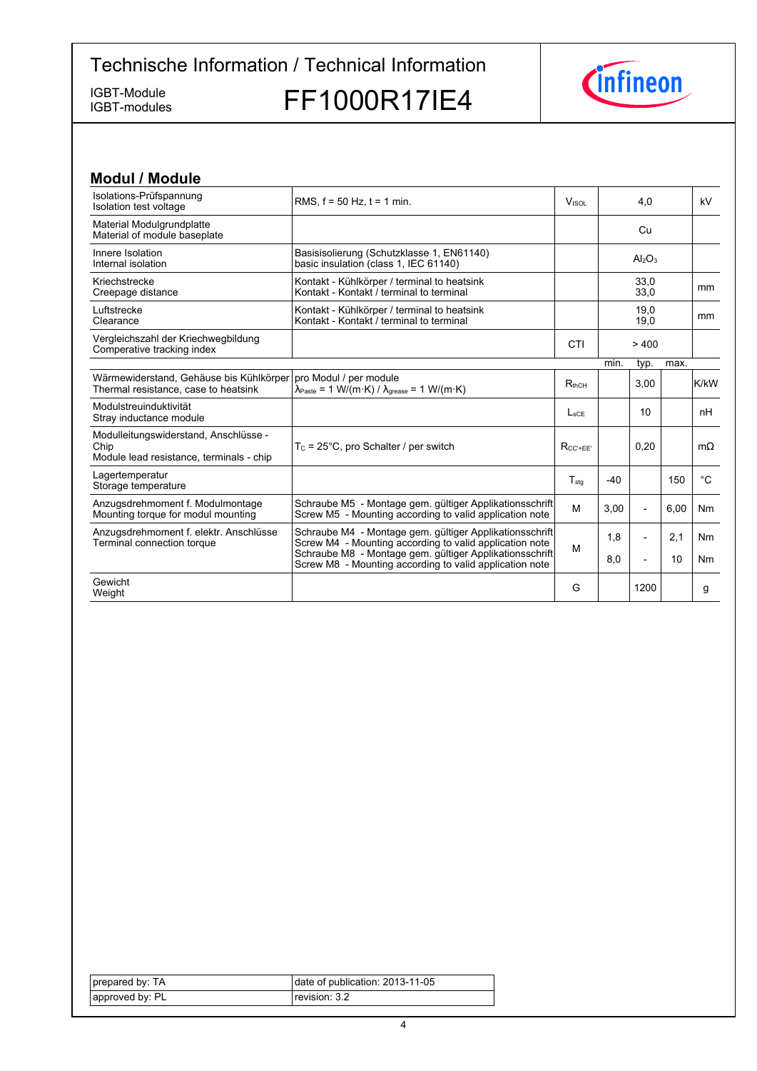# Technische Information / Technical Information

IGBT-Module
IGBT-modules

## FF1000R17IE4

### Modul / Module

| | | | | | | | |
|---|---|---|---|---|---|---|---|
| Isolations-Prüfspannung<br>Isolation test voltage | RMS, f = 50 Hz, t = 1 min. | $V_{ISOL}$ | | 4,0 | | kV |
| Material Modulgrundplatte<br>Material of module baseplate | | | | Cu | | |
| Innere Isolation<br>Internal isolation | Basisisolierung (Schutzklasse 1, EN61140)<br>basic insulation (class 1, IEC 61140) | | | $Al_2O_3$ | | |
| Kriechstrecke<br>Creepage distance | Kontakt - Kühlkörper / terminal to heatsink<br>Kontakt - Kontakt / terminal to terminal | | | 33,0<br>33,0 | | mm |
| Luftstrecke<br>Clearance | Kontakt - Kühlkörper / terminal to heatsink<br>Kontakt - Kontakt / terminal to terminal | | | 19,0<br>19,0 | | mm |
| Vergleichszahl der Kriechwegbildung<br>Comperative tracking index | | CTI | | > 400 | | |
| | | | min. | typ. | max. | |
| Wärmewiderstand, Gehäuse bis Kühlkörper<br>Thermal resistance, case to heatsink | pro Modul / per module<br>$\lambda_{Paste}$ = 1 W/(m·K) / $\lambda_{grease}$ = 1 W/(m·K) | $R_{thCH}$ | | 3,00 | | K/kW |
| Modulstreuinduktivität<br>Stray inductance module | | $L_{sCE}$ | | 10 | | nH |
| Modulleitungswiderstand, Anschlüsse - Chip<br>Module lead resistance, terminals - chip | $T_C$ = 25°C, pro Schalter / per switch | $R_{CC'+EE'}$ | | 0,20 | | mΩ |
| Lagertemperatur<br>Storage temperature | | $T_{stg}$ | -40 | | 150 | °C |
| Anzugsdrehmoment f. Modulmontage<br>Mounting torque for modul mounting | Schraube M5 - Montage gem. gültiger Applikationsschrift<br>Screw M5 - Mounting according to valid application note | M | 3,00 | - | 6,00 | Nm |
| Anzugsdrehmoment f. elektr. Anschlüsse<br>Terminal connection torque | Schraube M4 - Montage gem. gültiger Applikationsschrift<br>Screw M4 - Mounting according to valid application note | M | 1,8 | - | 2,1 | Nm |
| | Schraube M8 - Montage gem. gültiger Applikationsschrift<br>Screw M8 - Mounting according to valid application note | | 8,0 | - | 10 | Nm |
| Gewicht<br>Weight | | G | | 1200 | | g |

| | |
|---|---|
| prepared by: TA | date of publication: 2013-11-05 |
| approved by: PL | revision: 3.2 |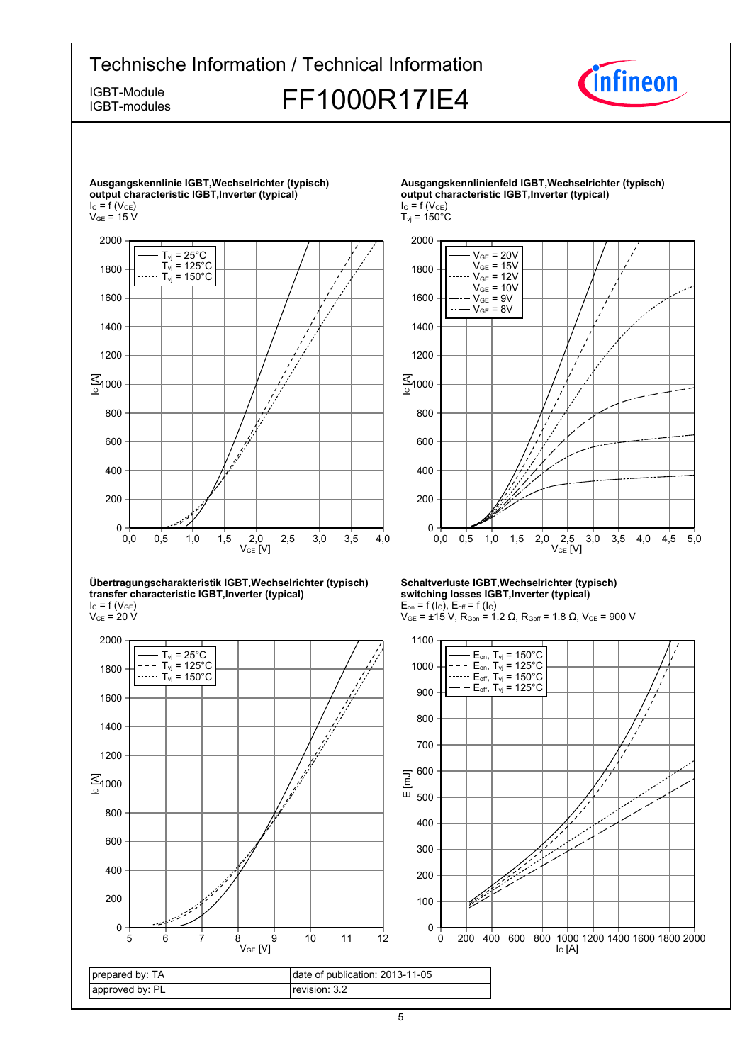Technische Information / Technical Information

IGBT-Module
IGBT-modules

# FF1000R17IE4

**Ausgangskennlinie IGBT,Wechselrichter (typisch)**
**output characteristic IGBT,Inverter (typical)**
$I_C = f(V_{CE})$
$V_{GE} = 15$ V

**Ausgangskennlinienfeld IGBT,Wechselrichter (typisch)**
**output characteristic IGBT,Inverter (typical)**
$I_C = f(V_{CE})$
$T_{vj} = 150°C$

**Übertragungscharakteristik IGBT,Wechselrichter (typisch)**
**transfer characteristic IGBT,Inverter (typical)**
$I_C = f(V_{GE})$
$V_{CE} = 20$ V

**Schaltverluste IGBT,Wechselrichter (typisch)**
**switching losses IGBT,Inverter (typical)**
$E_{on} = f(I_C)$, $E_{off} = f(I_C)$
$V_{GE} = \pm15$ V, $R_{Gon} = 1.2\ \Omega$, $R_{Goff} = 1.8\ \Omega$, $V_{CE} = 900$ V

| prepared by: TA | date of publication: 2013-11-05 |
|---|---|
| approved by: PL | revision: 3.2 |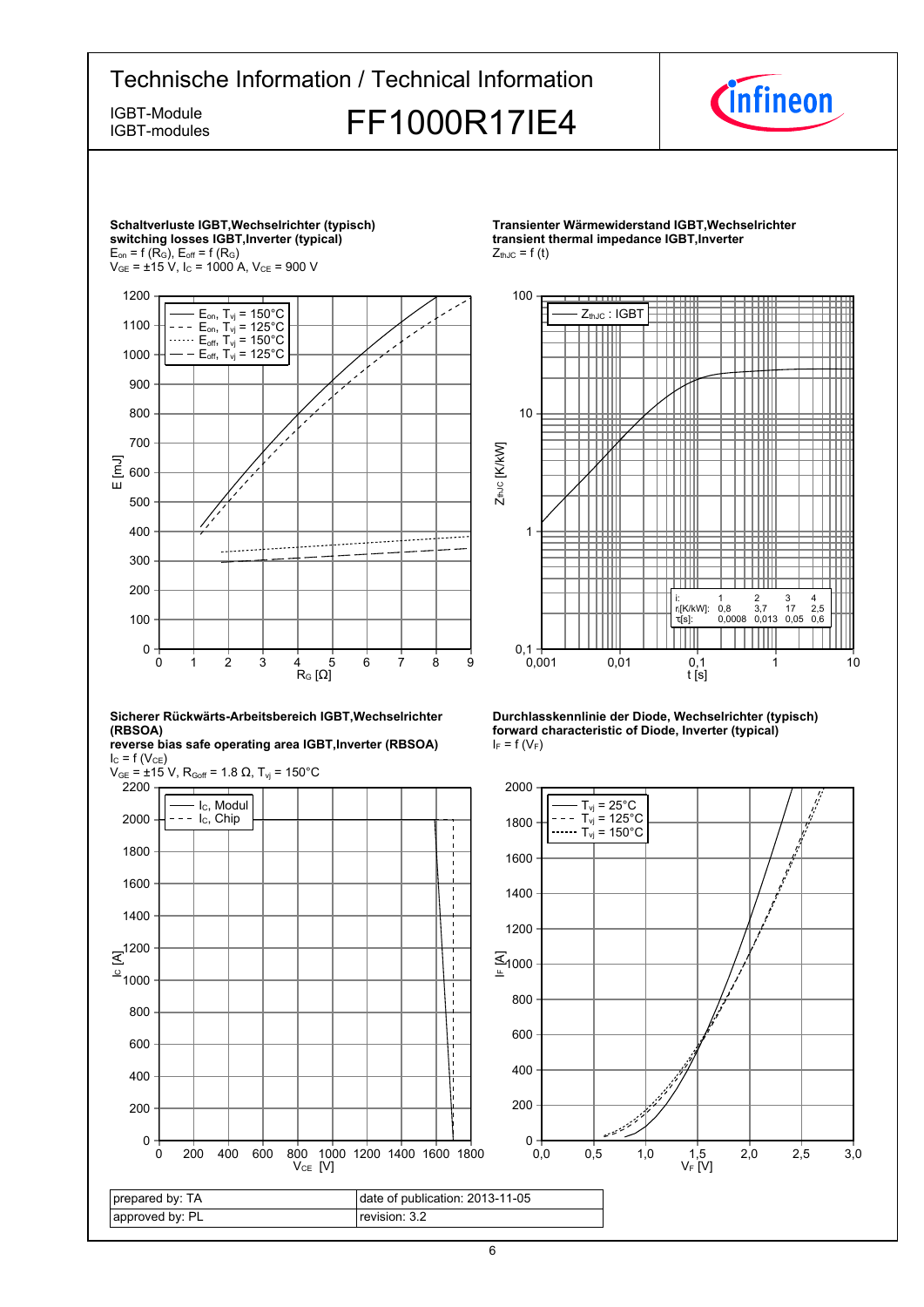**Schaltverluste IGBT,Wechselrichter (typisch)**
**switching losses IGBT,Inverter (typical)**
$E_{on} = f(R_G)$, $E_{off} = f(R_G)$
$V_{GE} = \pm 15$ V, $I_C = 1000$ A, $V_{CE} = 900$ V

**Transienter Wärmewiderstand IGBT,Wechselrichter**
**transient thermal impedance IGBT,Inverter**
$Z_{thJC} = f(t)$

| i: | 1 | 2 | 3 | 4 |
|---|---|---|---|---|
| $r_i$[K/kW]: | 0,8 | 3,7 | 17 | 2,5 |
| $\tau_i$[s]: | 0,0008 | 0,013 | 0,05 | 0,6 |

**Sicherer Rückwärts-Arbeitsbereich IGBT,Wechselrichter (RBSOA)**
**reverse bias safe operating area IGBT,Inverter (RBSOA)**
$I_C = f(V_{CE})$
$V_{GE} = \pm 15$ V, $R_{Goff} = 1.8\ \Omega$, $T_{vj} = 150°C$

**Durchlasskennlinie der Diode, Wechselrichter (typisch)**
**forward characteristic of Diode, Inverter (typical)**
$I_F = f(V_F)$

| prepared by: TA | date of publication: 2013-11-05 |
|---|---|
| approved by: PL | revision: 3.2 |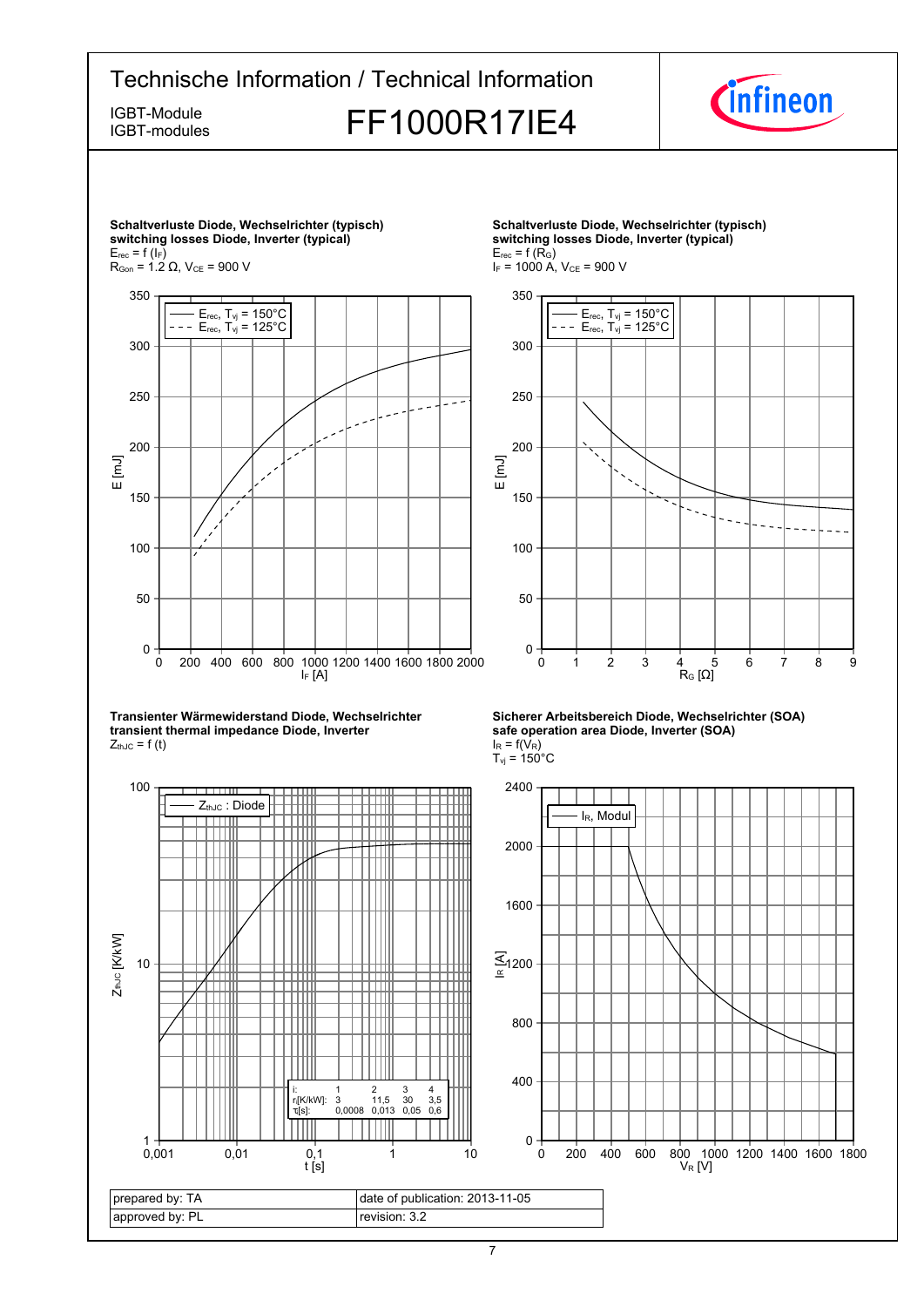**Schaltverluste Diode, Wechselrichter (typisch)**
**switching losses Diode, Inverter (typical)**
$E_{rec} = f(I_F)$
$R_{Gon} = 1.2\ \Omega$, $V_{CE} = 900\ V$

**Schaltverluste Diode, Wechselrichter (typisch)**
**switching losses Diode, Inverter (typical)**
$E_{rec} = f(R_G)$
$I_F = 1000\ A$, $V_{CE} = 900\ V$

**Transienter Wärmewiderstand Diode, Wechselrichter**
**transient thermal impedance Diode, Inverter**
$Z_{thJC} = f(t)$

| i: | 1 | 2 | 3 | 4 |
|---|---|---|---|---|
| $r_i$[K/kW]: | 3 | 11,5 | 30 | 3,5 |
| $\tau_i$[s]: | 0,0008 | 0,013 | 0,05 | 0,6 |

**Sicherer Arbeitsbereich Diode, Wechselrichter (SOA)**
**safe operation area Diode, Inverter (SOA)**
$I_R = f(V_R)$
$T_{vj} = 150°C$

| prepared by: TA | date of publication: 2013-11-05 |
|---|---|
| approved by: PL | revision: 3.2 |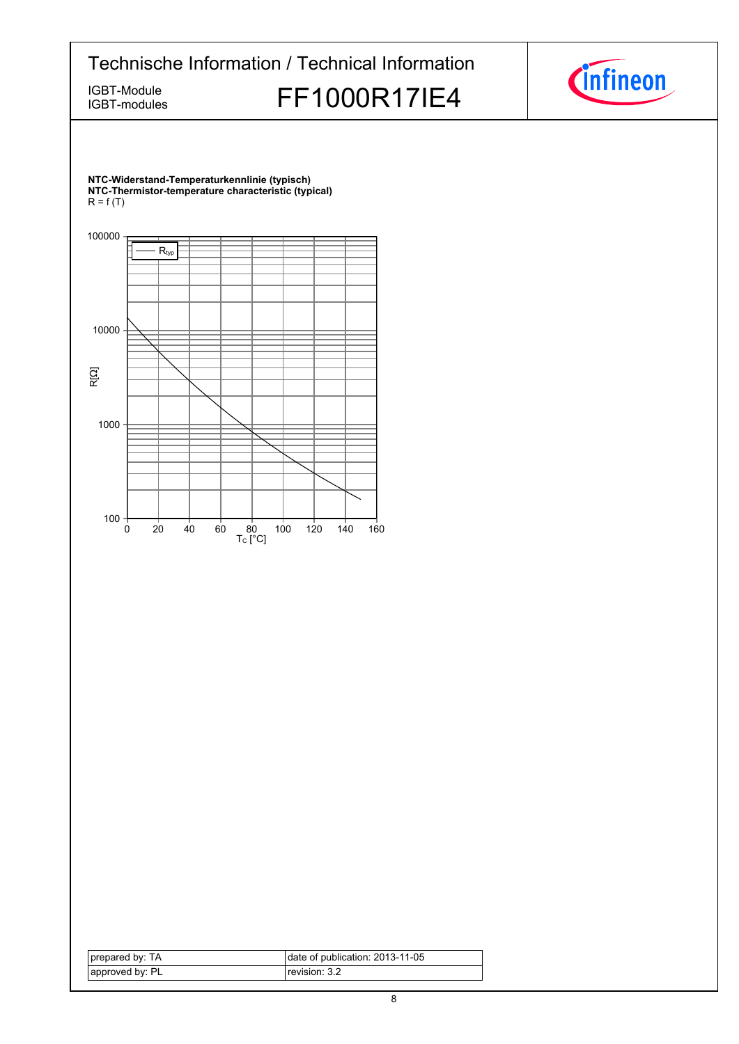**NTC-Widerstand-Temperaturkennlinie (typisch)**
**NTC-Thermistor-temperature characteristic (typical)**
$R = f(T)$

| prepared by: TA | date of publication: 2013-11-05 |
|---|---|
| approved by: PL | revision: 3.2 |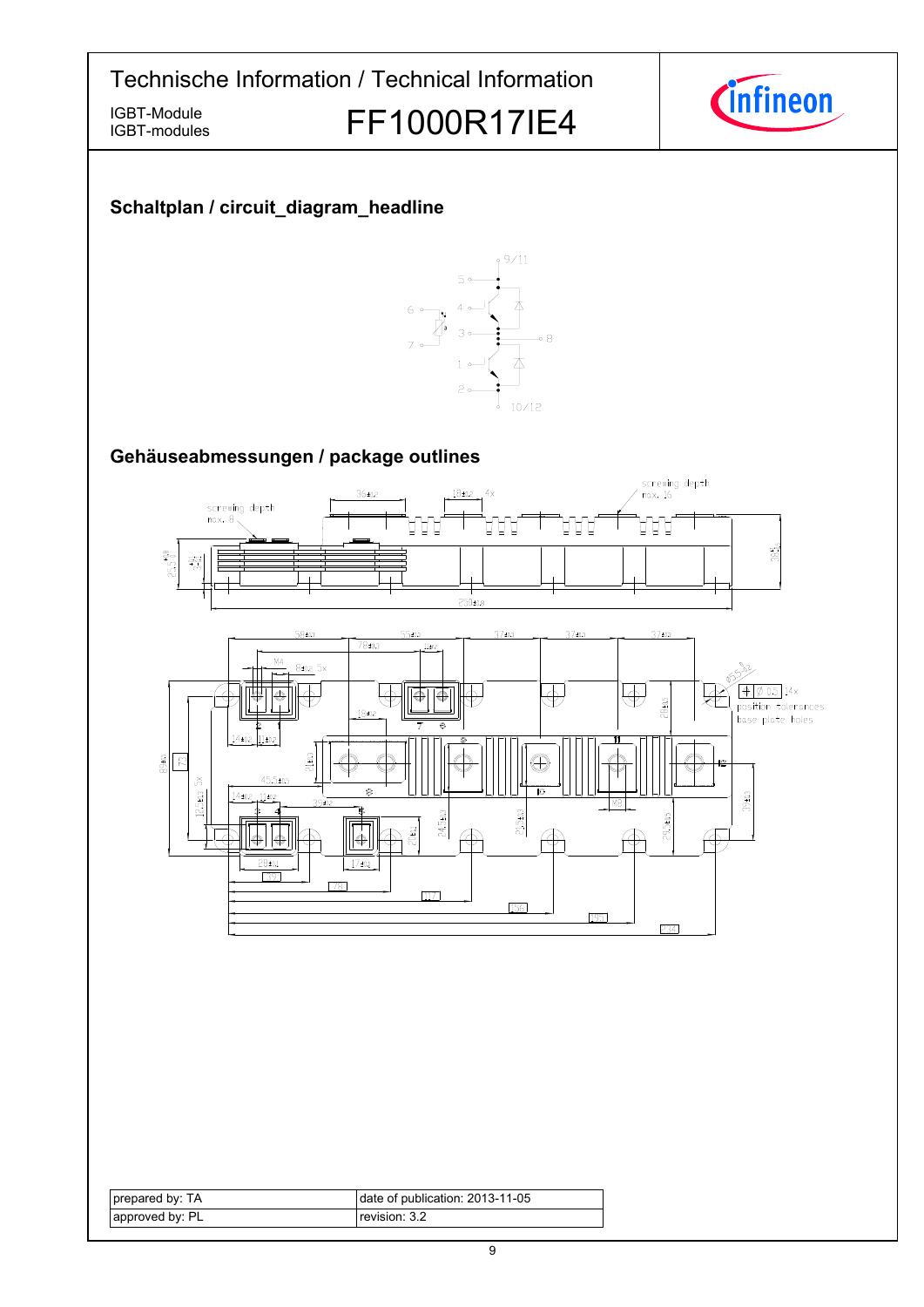## Schaltplan / circuit_diagram_headline

## Gehäuseabmessungen / package outlines

| prepared by: TA | date of publication: 2013-11-05 |
|---|---|
| approved by: PL | revision: 3.2 |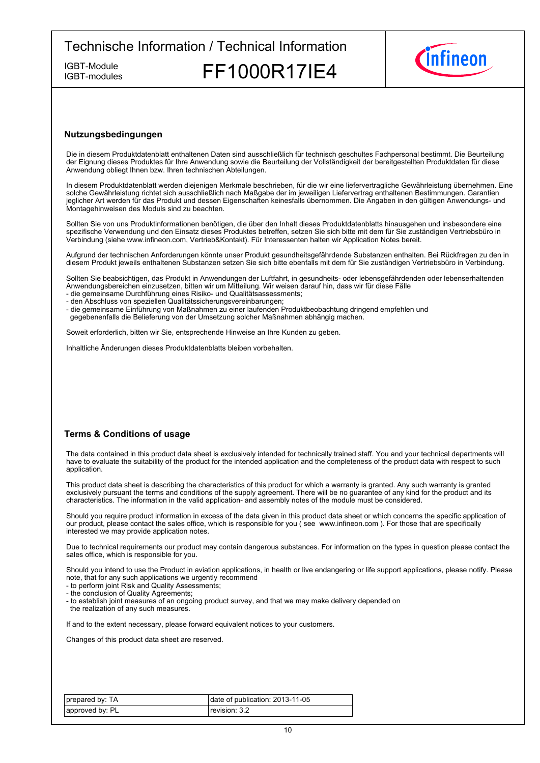## Nutzungsbedingungen

Die in diesem Produktdatenblatt enthaltenen Daten sind ausschließlich für technisch geschultes Fachpersonal bestimmt. Die Beurteilung der Eignung dieses Produktes für Ihre Anwendung sowie die Beurteilung der Vollständigkeit der bereitgestellten Produktdaten für diese Anwendung obliegt Ihnen bzw. Ihren technischen Abteilungen.

In diesem Produktdatenblatt werden diejenigen Merkmale beschrieben, für die wir eine liefervertragliche Gewährleistung übernehmen. Eine solche Gewährleistung richtet sich ausschließlich nach Maßgabe der im jeweiligen Liefervertrag enthaltenen Bestimmungen. Garantien jeglicher Art werden für das Produkt und dessen Eigenschaften keinesfalls übernommen. Die Angaben in den gültigen Anwendungs- und Montagehinweisen des Moduls sind zu beachten.

Sollten Sie von uns Produktinformationen benötigen, die über den Inhalt dieses Produktdatenblatts hinausgehen und insbesondere eine spezifische Verwendung und den Einsatz dieses Produktes betreffen, setzen Sie sich bitte mit dem für Sie zuständigen Vertriebsbüro in Verbindung (siehe www.infineon.com, Vertrieb&Kontakt). Für Interessenten halten wir Application Notes bereit.

Aufgrund der technischen Anforderungen könnte unser Produkt gesundheitsgefährdende Substanzen enthalten. Bei Rückfragen zu den in diesem Produkt jeweils enthaltenen Substanzen setzen Sie sich bitte ebenfalls mit dem für Sie zuständigen Vertriebsbüro in Verbindung.

Sollten Sie beabsichtigen, das Produkt in Anwendungen der Luftfahrt, in gesundheits- oder lebensgefährdenden oder lebenserhaltenden Anwendungsbereichen einzusetzen, bitten wir um Mitteilung. Wir weisen darauf hin, dass wir für diese Fälle
- die gemeinsame Durchführung eines Risiko- und Qualitätsassessments;
- den Abschluss von speziellen Qualitätssicherungsvereinbarungen;
- die gemeinsame Einführung von Maßnahmen zu einer laufenden Produktbeobachtung dringend empfehlen und gegebenenfalls die Belieferung von der Umsetzung solcher Maßnahmen abhängig machen.

Soweit erforderlich, bitten wir Sie, entsprechende Hinweise an Ihre Kunden zu geben.

Inhaltliche Änderungen dieses Produktdatenblatts bleiben vorbehalten.

## Terms & Conditions of usage

The data contained in this product data sheet is exclusively intended for technically trained staff. You and your technical departments will have to evaluate the suitability of the product for the intended application and the completeness of the product data with respect to such application.

This product data sheet is describing the characteristics of this product for which a warranty is granted. Any such warranty is granted exclusively pursuant the terms and conditions of the supply agreement. There will be no guarantee of any kind for the product and its characteristics. The information in the valid application- and assembly notes of the module must be considered.

Should you require product information in excess of the data given in this product data sheet or which concerns the specific application of our product, please contact the sales office, which is responsible for you ( see www.infineon.com ). For those that are specifically interested we may provide application notes.

Due to technical requirements our product may contain dangerous substances. For information on the types in question please contact the sales office, which is responsible for you.

Should you intend to use the Product in aviation applications, in health or live endangering or life support applications, please notify. Please note, that for any such applications we urgently recommend
- to perform joint Risk and Quality Assessments;
- the conclusion of Quality Agreements;
- to establish joint measures of an ongoing product survey, and that we may make delivery depended on the realization of any such measures.

If and to the extent necessary, please forward equivalent notices to your customers.

Changes of this product data sheet are reserved.

| | |
|---|---|
| prepared by: TA | date of publication: 2013-11-05 |
| approved by: PL | revision: 3.2 |